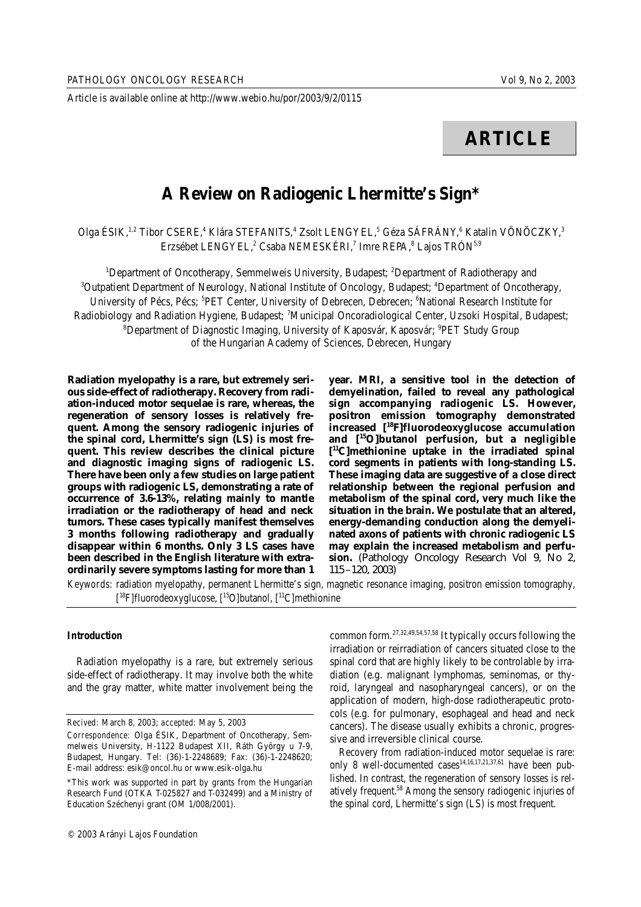Article is available online at http://www.webio.hu/por/2003/9/2/0115

# ARTICLE

# A Review on Radiogenic Lhermitte's Sign*

Olga ÉSIK,[1,2] Tibor CSERE,[4] Klára STEFANITS,[4] Zsolt LENGYEL,[5] Géza SÁFRÁNY,[6] Katalin VÖNÖCZKY,[3] Erzsébet LENGYEL,[2] Csaba NEMESKÉRI,[7] Imre REPA,[8] Lajos TRÓN[5,9]

[1]Department of Oncotherapy, Semmelweis University, Budapest; [2]Department of Radiotherapy and [3]Outpatient Department of Neurology, National Institute of Oncology, Budapest; [4]Department of Oncotherapy, University of Pécs, Pécs; [5]PET Center, University of Debrecen, Debrecen; [6]National Research Institute for Radiobiology and Radiation Hygiene, Budapest; [7]Municipal Oncoradiological Center, Uzsoki Hospital, Budapest; [8]Department of Diagnostic Imaging, University of Kaposvár, Kaposvár; [9]PET Study Group of the Hungarian Academy of Sciences, Debrecen, Hungary

**Radiation myelopathy is a rare, but extremely serious side-effect of radiotherapy. Recovery from radiation-induced motor sequelae is rare, whereas, the regeneration of sensory losses is relatively frequent. Among the sensory radiogenic injuries of the spinal cord, Lhermitte's sign (LS) is most frequent. This review describes the clinical picture and diagnostic imaging signs of radiogenic LS. There have been only a few studies on large patient groups with radiogenic LS, demonstrating a rate of occurrence of 3.6-13%, relating mainly to mantle irradiation or the radiotherapy of head and neck tumors. These cases typically manifest themselves 3 months following radiotherapy and gradually disappear within 6 months. Only 3 LS cases have been described in the English literature with extraordinarily severe symptoms lasting for more than 1 year. MRI, a sensitive tool in the detection of demyelination, failed to reveal any pathological sign accompanying radiogenic LS. However, positron emission tomography demonstrated increased [$^{18}$F]fluorodeoxyglucose accumulation and [$^{15}$O]butanol perfusion, but a negligible [$^{11}$C]methionine uptake in the irradiated spinal cord segments in patients with long-standing LS. These imaging data are suggestive of a close direct relationship between the regional perfusion and metabolism of the spinal cord, very much like the situation in the brain. We postulate that an altered, energy-demanding conduction along the demyelinated axons of patients with chronic radiogenic LS may explain the increased metabolism and perfusion.** (Pathology Oncology Research Vol 9, No 2, 115–120, 2003)

*Keywords:* radiation myelopathy, permanent Lhermitte's sign, magnetic resonance imaging, positron emission tomography, [$^{18}$F]fluorodeoxyglucose, [$^{15}$O]butanol, [$^{11}$C]methionine

### Introduction

Radiation myelopathy is a rare, but extremely serious side-effect of radiotherapy. It may involve both the white and the gray matter, white matter involvement being the common form.[27,32,49,54,57,58] It typically occurs following the irradiation or reirradiation of cancers situated close to the spinal cord that are highly likely to be controlable by irradiation (e.g. malignant lymphomas, seminomas, or thyroid, laryngeal and nasopharyngeal cancers), or on the application of modern, high-dose radiotherapeutic protocols (e.g. for pulmonary, esophageal and head and neck cancers). The disease usually exhibits a chronic, progressive and irreversible clinical course.

Recovery from radiation-induced motor sequelae is rare: only 8 well-documented cases[14,16,17,21,37,61] have been published. In contrast, the regeneration of sensory losses is relatively frequent.[58] Among the sensory radiogenic injuries of the spinal cord, Lhermitte's sign (LS) is most frequent.

*Recived:* March 8, 2003; *accepted:* May 5, 2003

*Correspondence:* Olga ÉSIK, Department of Oncotherapy, Semmelweis University, H-1122 Budapest XII, Ráth György u 7-9, Budapest, Hungary. Tel: (36)-1-2248689; Fax: (36)-1-2248620; E-mail address: esik@oncol.hu or www.esik-olga.hu

*This work was supported in part by grants from the Hungarian Research Fund (OTKA T-025827 and T-032499) and a Ministry of Education Széchenyi grant (OM 1/008/2001).

© 2003 Arányi Lajos Foundation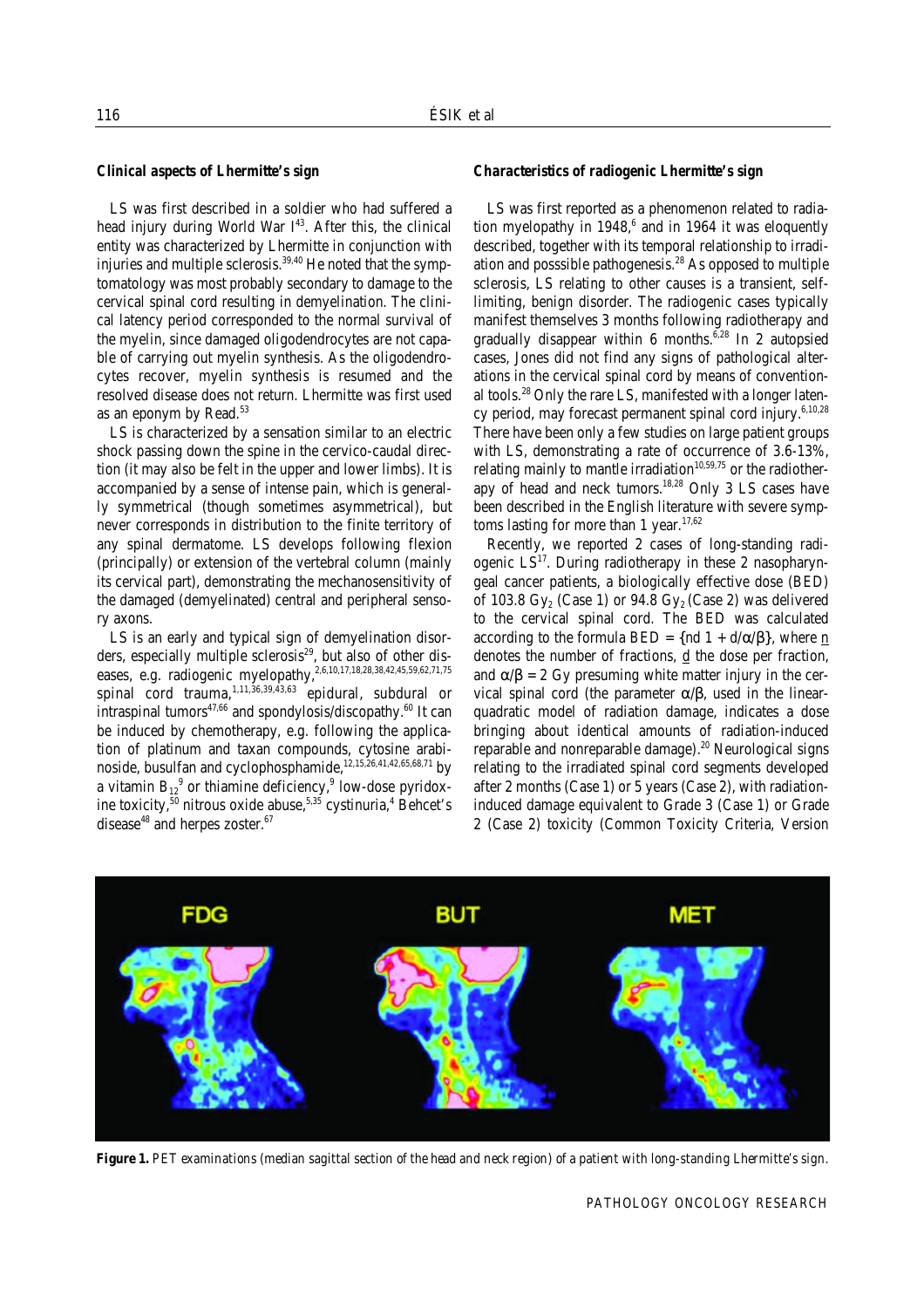### Clinical aspects of Lhermitte's sign

LS was first described in a soldier who had suffered a head injury during World War I[43]. After this, the clinical entity was characterized by Lhermitte in conjunction with injuries and multiple sclerosis.[39,40] He noted that the symptomatology was most probably secondary to damage to the cervical spinal cord resulting in demyelination. The clinical latency period corresponded to the normal survival of the myelin, since damaged oligodendrocytes are not capable of carrying out myelin synthesis. As the oligodendrocytes recover, myelin synthesis is resumed and the resolved disease does not return. Lhermitte was first used as an eponym by Read.[53]

LS is characterized by a sensation similar to an electric shock passing down the spine in the cervico-caudal direction (it may also be felt in the upper and lower limbs). It is accompanied by a sense of intense pain, which is generally symmetrical (though sometimes asymmetrical), but never corresponds in distribution to the finite territory of any spinal dermatome. LS develops following flexion (principally) or extension of the vertebral column (mainly its cervical part), demonstrating the mechanosensitivity of the damaged (demyelinated) central and peripheral sensory axons.

LS is an early and typical sign of demyelination disorders, especially multiple sclerosis[29], but also of other diseases, e.g. radiogenic myelopathy,[2,6,10,17,18,28,38,42,45,59,62,71,75] spinal cord trauma,[1,11,36,39,43,63] epidural, subdural or intraspinal tumors[47,66] and spondylosis/discopathy.[60] It can be induced by chemotherapy, e.g. following the application of platinum and taxan compounds, cytosine arabinoside, busulfan and cyclophosphamide,[12,15,26,41,42,65,68,71] by a vitamin $B_{12}$[9] or thiamine deficiency,[9] low-dose pyridoxine toxicity,[50] nitrous oxide abuse,[5,35] cystinuria,[4] Behcet's disease[48] and herpes zoster.[67]

### Characteristics of radiogenic Lhermitte's sign

LS was first reported as a phenomenon related to radiation myelopathy in 1948,[6] and in 1964 it was eloquently described, together with its temporal relationship to irradiation and posssible pathogenesis.[28] As opposed to multiple sclerosis, LS relating to other causes is a transient, self-limiting, benign disorder. The radiogenic cases typically manifest themselves 3 months following radiotherapy and gradually disappear within 6 months.[6,28] In 2 autopsied cases, Jones did not find any signs of pathological alterations in the cervical spinal cord by means of conventional tools.[28] Only the rare LS, manifested with a longer latency period, may forecast permanent spinal cord injury.[6,10,28] There have been only a few studies on large patient groups with LS, demonstrating a rate of occurrence of 3.6-13%, relating mainly to mantle irradiation[10,59,75] or the radiotherapy of head and neck tumors.[18,28] Only 3 LS cases have been described in the English literature with severe symptoms lasting for more than 1 year.[17,62]

Recently, we reported 2 cases of long-standing radiogenic LS[17]. During radiotherapy in these 2 nasopharyngeal cancer patients, a biologically effective dose (BED) of 103.8 $Gy_2$ (Case 1) or 94.8 $Gy_2$ (Case 2) was delivered to the cervical spinal cord. The BED was calculated according to the formula BED = $\{nd\ 1 + d/\alpha/\beta\}$, where n denotes the number of fractions, d the dose per fraction, and $\alpha/\beta = 2$ Gy presuming white matter injury in the cervical spinal cord (the parameter $\alpha/\beta$, used in the linear-quadratic model of radiation damage, indicates a dose bringing about identical amounts of radiation-induced reparable and nonreparable damage).[20] Neurological signs relating to the irradiated spinal cord segments developed after 2 months (Case 1) or 5 years (Case 2), with radiation-induced damage equivalent to Grade 3 (Case 1) or Grade 2 (Case 2) toxicity (Common Toxicity Criteria, Version

*Figure 1. PET examinations (median sagittal section of the head and neck region) of a patient with long-standing Lhermitte's sign.*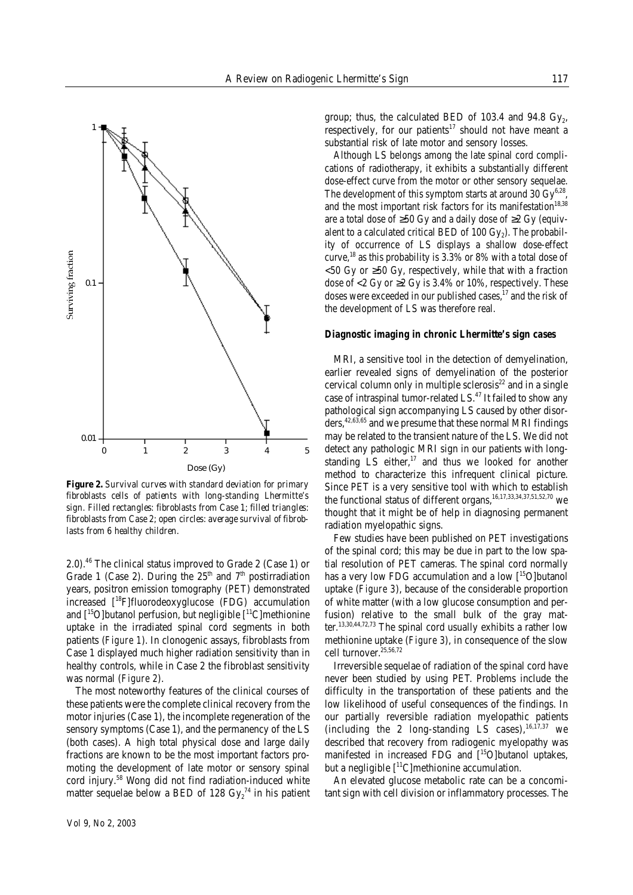**Figure 2.** Survival curves with standard deviation for primary fibroblasts cells of patients with long-standing Lhermitte's sign. Filled rectangles: fibroblasts from Case 1; filled triangles: fibroblasts from Case 2; open circles: average survival of fibroblasts from 6 healthy children.

2.0).[46] The clinical status improved to Grade 2 (Case 1) or Grade 1 (Case 2). During the 25[th] and 7[th] postirradiation years, positron emission tomography (PET) demonstrated increased [$^{18}$F]fluorodeoxyglucose (FDG) accumulation and [$^{15}$O]butanol perfusion, but negligible [$^{11}$C]methionine uptake in the irradiated spinal cord segments in both patients (*Figure 1*). In clonogenic assays, fibroblasts from Case 1 displayed much higher radiation sensitivity than in healthy controls, while in Case 2 the fibroblast sensitivity was normal (*Figure 2*).

The most noteworthy features of the clinical courses of these patients were the complete clinical recovery from the motor injuries (Case 1), the incomplete regeneration of the sensory symptoms (Case 1), and the permanency of the LS (both cases). A high total physical dose and large daily fractions are known to be the most important factors promoting the development of late motor or sensory spinal cord injury.[58] Wong did not find radiation-induced white matter sequelae below a BED of 128 $Gy_2$[74] in his patient group; thus, the calculated BED of 103.4 and 94.8 $Gy_2$, respectively, for our patients[17] should not have meant a substantial risk of late motor and sensory losses.

Although LS belongs among the late spinal cord complications of radiotherapy, it exhibits a substantially different dose-effect curve from the motor or other sensory sequelae. The development of this symptom starts at around 30 Gy[6,28], and the most important risk factors for its manifestation[18,38] are a total dose of ≥50 Gy and a daily dose of ≥2 Gy (equivalent to a calculated critical BED of 100 $Gy_2$). The probability of occurrence of LS displays a shallow dose-effect curve,[18] as this probability is 3.3% or 8% with a total dose of <50 Gy or ≥50 Gy, respectively, while that with a fraction dose of <2 Gy or ≥2 Gy is 3.4% or 10%, respectively. These doses were exceeded in our published cases,[17] and the risk of the development of LS was therefore real.

### Diagnostic imaging in chronic Lhermitte's sign cases

MRI, a sensitive tool in the detection of demyelination, earlier revealed signs of demyelination of the posterior cervical column only in multiple sclerosis[22] and in a single case of intraspinal tumor-related LS.[47] It failed to show any pathological sign accompanying LS caused by other disorders,[42,63,65] and we presume that these normal MRI findings may be related to the transient nature of the LS. We did not detect any pathologic MRI sign in our patients with long-standing LS either,[17] and thus we looked for another method to characterize this infrequent clinical picture. Since PET is a very sensitive tool with which to establish the functional status of different organs,[16,17,33,34,37,51,52,70] we thought that it might be of help in diagnosing permanent radiation myelopathic signs.

Few studies have been published on PET investigations of the spinal cord; this may be due in part to the low spatial resolution of PET cameras. The spinal cord normally has a very low FDG accumulation and a low [$^{15}$O]butanol uptake (*Figure 3*), because of the considerable proportion of white matter (with a low glucose consumption and perfusion) relative to the small bulk of the gray matter.[13,30,44,72,73] The spinal cord usually exhibits a rather low methionine uptake (*Figure 3*), in consequence of the slow cell turnover.[25,56,72]

Irreversible sequelae of radiation of the spinal cord have never been studied by using PET. Problems include the difficulty in the transportation of these patients and the low likelihood of useful consequences of the findings. In our partially reversible radiation myelopathic patients (including the 2 long-standing LS cases),[16,17,37] we described that recovery from radiogenic myelopathy was manifested in increased FDG and [$^{15}$O]butanol uptakes, but a negligible [$^{11}$C]methionine accumulation.

An elevated glucose metabolic rate can be a concomitant sign with cell division or inflammatory processes. The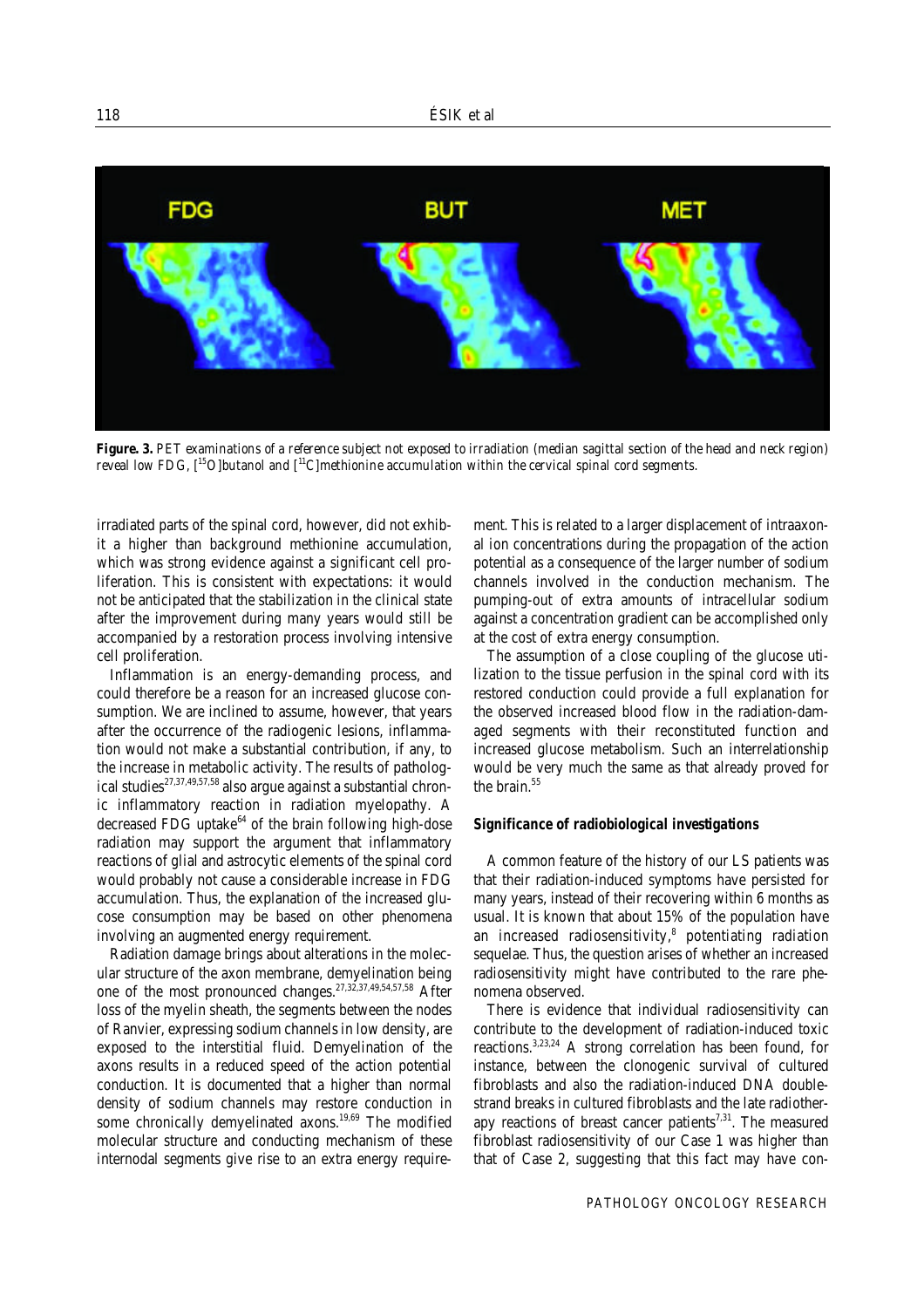**Figure. 3.** *PET examinations of a reference subject not exposed to irradiation (median sagittal section of the head and neck region) reveal low FDG, [$^{15}$O]butanol and [$^{11}$C]methionine accumulation within the cervical spinal cord segments.*

irradiated parts of the spinal cord, however, did not exhibit a higher than background methionine accumulation, which was strong evidence against a significant cell proliferation. This is consistent with expectations: it would not be anticipated that the stabilization in the clinical state after the improvement during many years would still be accompanied by a restoration process involving intensive cell proliferation.

Inflammation is an energy-demanding process, and could therefore be a reason for an increased glucose consumption. We are inclined to assume, however, that years after the occurrence of the radiogenic lesions, inflammation would not make a substantial contribution, if any, to the increase in metabolic activity. The results of pathological studies[27,37,49,57,58] also argue against a substantial chronic inflammatory reaction in radiation myelopathy. A decreased FDG uptake[64] of the brain following high-dose radiation may support the argument that inflammatory reactions of glial and astrocytic elements of the spinal cord would probably not cause a considerable increase in FDG accumulation. Thus, the explanation of the increased glucose consumption may be based on other phenomena involving an augmented energy requirement.

Radiation damage brings about alterations in the molecular structure of the axon membrane, demyelination being one of the most pronounced changes.[27,32,37,49,54,57,58] After loss of the myelin sheath, the segments between the nodes of Ranvier, expressing sodium channels in low density, are exposed to the interstitial fluid. Demyelination of the axons results in a reduced speed of the action potential conduction. It is documented that a higher than normal density of sodium channels may restore conduction in some chronically demyelinated axons.[19,69] The modified molecular structure and conducting mechanism of these internodal segments give rise to an extra energy requirement. This is related to a larger displacement of intraaxonal ion concentrations during the propagation of the action potential as a consequence of the larger number of sodium channels involved in the conduction mechanism. The pumping-out of extra amounts of intracellular sodium against a concentration gradient can be accomplished only at the cost of extra energy consumption.

The assumption of a close coupling of the glucose utilization to the tissue perfusion in the spinal cord with its restored conduction could provide a full explanation for the observed increased blood flow in the radiation-damaged segments with their reconstituted function and increased glucose metabolism. Such an interrelationship would be very much the same as that already proved for the brain.[55]

### Significance of radiobiological investigations

A common feature of the history of our LS patients was that their radiation-induced symptoms have persisted for many years, instead of their recovering within 6 months as usual. It is known that about 15% of the population have an increased radiosensitivity,[8] potentiating radiation sequelae. Thus, the question arises of whether an increased radiosensitivity might have contributed to the rare phenomena observed.

There is evidence that individual radiosensitivity can contribute to the development of radiation-induced toxic reactions.[3,23,24] A strong correlation has been found, for instance, between the clonogenic survival of cultured fibroblasts and also the radiation-induced DNA double-strand breaks in cultured fibroblasts and the late radiotherapy reactions of breast cancer patients[7,31]. The measured fibroblast radiosensitivity of our Case 1 was higher than that of Case 2, suggesting that this fact may have con-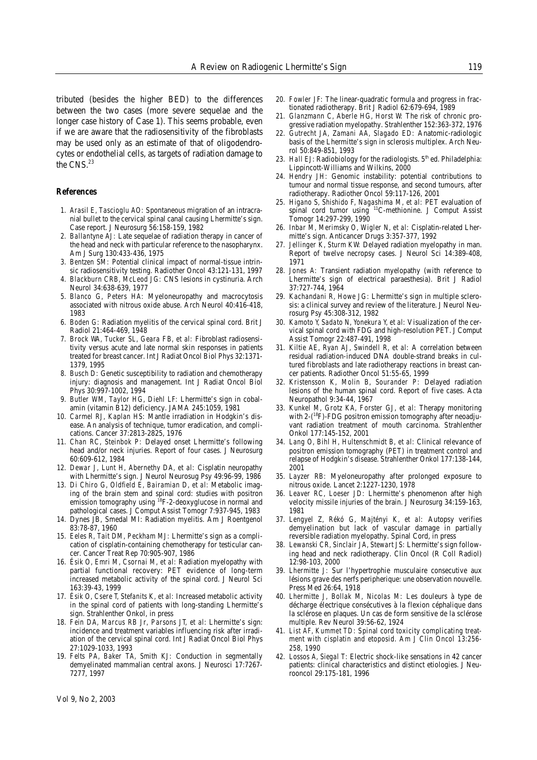tributed (besides the higher BED) to the differences between the two cases (more severe sequelae and the longer case history of Case 1). This seems probable, even if we are aware that the radiosensitivity of the fibroblasts may be used only as an estimate of that of oligodendrocytes or endothelial cells, as targets of radiation damage to the CNS.[23]

## References

1. *Arasil E, Tascioglu AO*: Spontaneous migration of an intracranial bullet to the cervical spinal canal causing Lhermitte's sign. Case report. J Neurosurg 56:158-159, 1982
2. *Ballantyne AJ*: Late sequelae of radiation therapy in cancer of the head and neck with particular reference to the nasopharynx. Am J Surg 130:433-436, 1975
3. *Bentzen SM*: Potential clinical impact of normal-tissue intrinsic radiosensitivity testing. Radiother Oncol 43:121-131, 1997
4. *Blackburn CRB, McLeod JG*: CNS lesions in cystinuria. Arch Neurol 34:638-639, 1977
5. *Blanco G, Peters HA*: Myeloneuropathy and macrocytosis associated with nitrous oxide abuse. Arch Neurol 40:416-418, 1983
6. *Boden G*: Radiation myelitis of the cervical spinal cord. Brit J Radiol 21:464-469, 1948
7. *Brock WA, Tucker SL, Geara FB, et al*: Fibroblast radiosensitivity versus acute and late normal skin responses in patients treated for breast cancer. Int J Radiat Oncol Biol Phys 32:1371-1379, 1995
8. *Busch D*: Genetic susceptibility to radiation and chemotherapy injury: diagnosis and management. Int J Radiat Oncol Biol Phys 30:997-1002, 1994
9. *Butler WM, Taylor HG, Diehl LF*: Lhermitte's sign in cobalamin (vitamin B12) deficiency. JAMA 245:1059, 1981
10. *Carmel RJ, Kaplan HS*: Mantle irradiation in Hodgkin's disease. An analysis of technique, tumor eradication, and complications. Cancer 37:2813-2825, 1976
11. *Chan RC, Steinbok P*: Delayed onset Lhermitte's following head and/or neck injuries. Report of four cases. J Neurosurg 60:609-612, 1984
12. *Dewar J, Lunt H, Abernethy DA, et al*: Cisplatin neuropathy with Lhermitte's sign. J Neurol Neurosug Psy 49:96-99, 1986
13. *Di Chiro G, Oldfield E, Bairamian D, et al*: Metabolic imaging of the brain stem and spinal cord: studies with positron emission tomography using $^{18}$F-2-deoxyglucose in normal and pathological cases. J Comput Assist Tomogr 7:937-945, 1983
14. Dynes JB, Smedal MI: Radiation myelitis. Am J Roentgenol 83:78-87, 1960
15. *Eeles R, Tait DM, Peckham MJ*: Lhermitte's sign as a complication of cisplatin-containing chemotherapy for testicular cancer. Cancer Treat Rep 70:905-907, 1986
16. *Ésik O, Emri M, Csornai M, et al*: Radiation myelopathy with partial functional recovery: PET evidence of long-term increased metabolic activity of the spinal cord. J Neurol Sci 163:39-43, 1999
17. *Ésik O, Csere T, Stefanits K, et al*: Increased metabolic activity in the spinal cord of patients with long-standing Lhermitte's sign. Strahlenther Onkol, in press
18. *Fein DA, Marcus RB Jr, Parsons JT, et al*: Lhermitte's sign: incidence and treatment variables influencing risk after irradiation of the cervical spinal cord. Int J Radiat Oncol Biol Phys 27:1029-1033, 1993
19. *Felts PA, Baker TA, Smith KJ*: Conduction in segmentally demyelinated mammalian central axons. J Neurosci 17:7267-7277, 1997
20. *Fowler JF*: The linear-quadratic formula and progress in fractionated radiotherapy. Brit J Radiol 62:679-694, 1989
21. *Glanzmann C, Aberle HG, Horst W*: The risk of chronic progressive radiation myelopathy. Strahlenther 152:363-372, 1976
22. *Gutrecht JA, Zamani AA, Slagado ED*: Anatomic-radiologic basis of the Lhermitte's sign in sclerosis multiplex. Arch Neurol 50:849-851, 1993
23. *Hall EJ*: Radiobiology for the radiologists. 5th ed. Philadelphia: Lippincott-Williams and Wilkins, 2000
24. *Hendry JH*: Genomic instability: potential contributions to tumour and normal tissue response, and second tumours, after radiotherapy. Radiother Oncol 59:117-126, 2001
25. *Higano S, Shishido F, Nagashima M, et al*: PET evaluation of spinal cord tumor using $^{11}$C-methionine. J Comput Assist Tomogr 14:297-299, 1990
26. *Inbar M, Merimsky O, Wigler N, et al*: Cisplatin-related Lhermitte's sign. Anticancer Drugs 3:357-377, 1992
27. *Jellinger K, Sturm KW*: Delayed radiation myelopathy in man. Report of twelve necropsy cases. J Neurol Sci 14:389-408, 1971
28. *Jones A*: Transient radiation myelopathy (with reference to Lhermitte's sign of electrical paraesthesia). Brit J Radiol 37:727-744, 1964
29. *Kachandani R, Howe JG*: Lhermitte's sign in multiple sclerosis: a clinical survey and review of the literature. J Neurol Neurosurg Psy 45:308-312, 1982
30. *Kamoto Y, Sadato N, Yonekura Y, et al*: Visualization of the cervical spinal cord with FDG and high-resolution PET. J Comput Assist Tomogr 22:487-491, 1998
31. *Kiltie AE, Ryan AJ, Swindell R, et al*: A correlation between residual radiation-induced DNA double-strand breaks in cultured fibroblasts and late radiotherapy reactions in breast cancer patients. Radiother Oncol 51:55-65, 1999
32. *Kristensson K, Molin B, Sourander P*: Delayed radiation lesions of the human spinal cord. Report of five cases. Acta Neuropathol 9:34-44, 1967
33. *Kunkel M, Grotz KA, Forster GJ, et al*: Therapy monitoring with 2-($^{18}$F)-FDG positron emission tomography after neoadjuvant radiation treatment of mouth carcinoma. Strahlenther Onkol 177:145-152, 2001
34. *Lang O, Bihl H, Hultenschmidt B, et al*: Clinical relevance of positron emission tomography (PET) in treatment control and relapse of Hodgkin's disease. Strahlenther Onkol 177:138-144, 2001
35. *Layzer RB*: Myeloneuropathy after prolonged exposure to nitrous oxide. Lancet 2:1227-1230, 1978
36. *Leaver RC, Loeser JD*: Lhermitte's phenomenon after high velocity missile injuries of the brain. J Neurosurg 34:159-163, 1981
37. *Lengyel Z, Rékó G, Majtényi K, et al*: Autopsy verifies demyelination but lack of vascular damage in partially reversible radiation myelopathy. Spinal Cord, in press
38. *Lewanski CR, Sinclair JA, Stewart JS*: Lhermitte's sign following head and neck radiotherapy. Clin Oncol (R Coll Radiol) 12:98-103, 2000
39. *Lhermitte J*: Sur l'hypertrophie musculaire consecutive aux lésions grave des nerfs peripherique: une observation nouvelle. Press Med 26:64, 1918
40. *Lhermitte J, Bollak M, Nicolas M*: Les douleurs à type de décharge électrique consécutives à la flexion céphalique dans la sclérose en plaques. Un cas de form sensitive de la sclérose multiple. Rev Neurol 39:56-62, 1924
41. *List AF, Kummet TD*: Spinal cord toxicity complicating treatment with cisplatin and etoposid. Am J Clin Oncol 13:256-258, 1990
42. *Lossos A, Siegal T*: Electric shock-like sensations in 42 cancer patients: clinical characteristics and distinct etiologies. J Neurooncol 29:175-181, 1996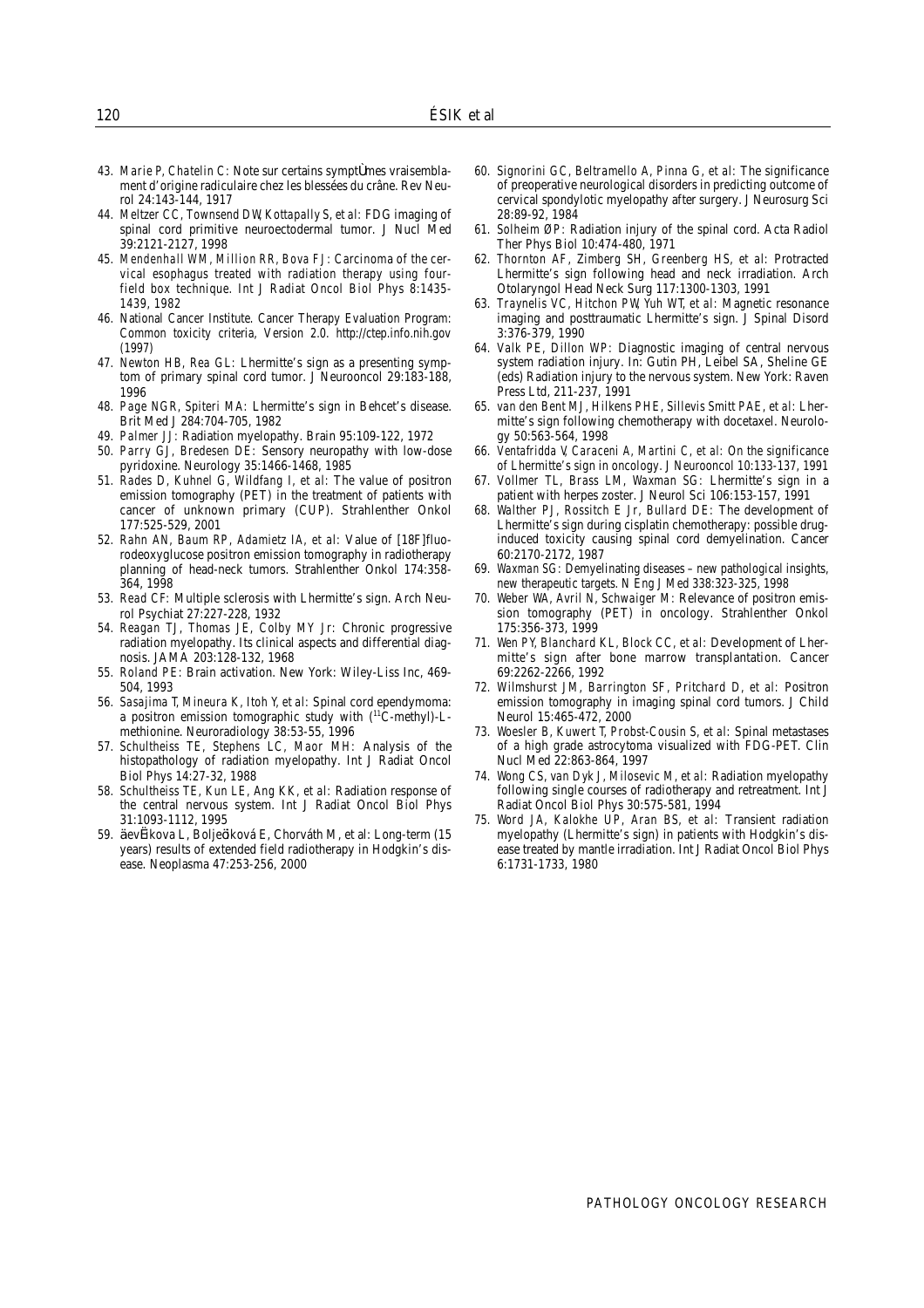43. *Marie P, Chatelin C:* Note sur certains symptÙmes vraisemblament d'origine radiculaire chez les blessées du crâne. Rev Neurol 24:143-144, 1917
44. *Meltzer CC, Townsend DW, Kottapally S, et al:* FDG imaging of spinal cord primitive neuroectodermal tumor. J Nucl Med 39:2121-2127, 1998
45. *Mendenhall WM, Million RR, Bova FJ:* Carcinoma of the cervical esophagus treated with radiation therapy using four-field box technique. Int J Radiat Oncol Biol Phys 8:1435-1439, 1982
46. National Cancer Institute. Cancer Therapy Evaluation Program: Common toxicity criteria, Version 2.0. http://ctep.info.nih.gov (1997)
47. *Newton HB, Rea GL:* Lhermitte's sign as a presenting symptom of primary spinal cord tumor. J Neurooncol 29:183-188, 1996
48. *Page NGR, Spiteri MA:* Lhermitte's sign in Behcet's disease. Brit Med J 284:704-705, 1982
49. *Palmer JJ:* Radiation myelopathy. Brain 95:109-122, 1972
50. *Parry GJ, Bredesen DE:* Sensory neuropathy with low-dose pyridoxine. Neurology 35:1466-1468, 1985
51. *Rades D, Kuhnel G, Wildfang I, et al:* The value of positron emission tomography (PET) in the treatment of patients with cancer of unknown primary (CUP). Strahlenther Onkol 177:525-529, 2001
52. *Rahn AN, Baum RP, Adamietz IA, et al:* Value of [18F]fluorodeoxyglucose positron emission tomography in radiotherapy planning of head-neck tumors. Strahlenther Onkol 174:358-364, 1998
53. *Read CF:* Multiple sclerosis with Lhermitte's sign. Arch Neurol Psychiat 27:227-228, 1932
54. *Reagan TJ, Thomas JE, Colby MY Jr:* Chronic progressive radiation myelopathy. Its clinical aspects and differential diagnosis. JAMA 203:128-132, 1968
55. *Roland PE:* Brain activation. New York: Wiley-Liss Inc, 469-504, 1993
56. *Sasajima T, Mineura K, Itoh Y, et al:* Spinal cord ependymoma: a positron emission tomographic study with ($^{11}$C-methyl)-L-methionine. Neuroradiology 38:53-55, 1996
57. *Schultheiss TE, Stephens LC, Maor MH:* Analysis of the histopathology of radiation myelopathy. Int J Radiat Oncol Biol Phys 14:27-32, 1988
58. *Schultheiss TE, Kun LE, Ang KK, et al:* Radiation response of the central nervous system. Int J Radiat Oncol Biol Phys 31:1093-1112, 1995
59. äevËikova L, Boljeöiková E, Chorváth M, et al: Long-term (15 years) results of extended field radiotherapy in Hodgkin's disease. Neoplasma 47:253-256, 2000
60. *Signorini GC, Beltramello A, Pinna G, et al:* The significance of preoperative neurological disorders in predicting outcome of cervical spondylotic myelopathy after surgery. J Neurosurg Sci 28:89-92, 1984
61. *Solheim ØP:* Radiation injury of the spinal cord. Acta Radiol Ther Phys Biol 10:474-480, 1971
62. *Thornton AF, Zimberg SH, Greenberg HS, et al:* Protracted Lhermitte's sign following head and neck irradiation. Arch Otolaryngol Head Neck Surg 117:1300-1303, 1991
63. *Traynelis VC, Hitchon PW, Yuh WT, et al:* Magnetic resonance imaging and posttraumatic Lhermitte's sign. J Spinal Disord 3:376-379, 1990
64. *Valk PE, Dillon WP:* Diagnostic imaging of central nervous system radiation injury. In: Gutin PH, Leibel SA, Sheline GE (eds) Radiation injury to the nervous system. New York: Raven Press Ltd, 211-237, 1991
65. *van den Bent MJ, Hilkens PHE, Sillevis Smitt PAE, et al:* Lhermitte's sign following chemotherapy with docetaxel. Neurology 50:563-564, 1998
66. *Ventafridda V, Caraceni A, Martini C, et al: On the significance of Lhermitte's sign in oncology.* J Neurooncol 10:133-137, 1991
67. *Vollmer TL, Brass LM, Waxman SG:* Lhermitte's sign in a patient with herpes zoster. J Neurol Sci 106:153-157, 1991
68. *Walther PJ, Rossitch E Jr, Bullard DE:* The development of Lhermitte's sign during cisplatin chemotherapy: possible drug-induced toxicity causing spinal cord demyelination. Cancer 60:2170-2172, 1987
69. *Waxman SG: Demyelinating diseases – new pathological insights, new therapeutic targets.* N Eng J Med 338:323-325, 1998
70. *Weber WA, Avril N, Schwaiger M:* Relevance of positron emission tomography (PET) in oncology. Strahlenther Onkol 175:356-373, 1999
71. *Wen PY, Blanchard KL, Block CC, et al:* Development of Lhermitte's sign after bone marrow transplantation. Cancer 69:2262-2266, 1992
72. *Wilmshurst JM, Barrington SF, Pritchard D, et al:* Positron emission tomography in imaging spinal cord tumors. J Child Neurol 15:465-472, 2000
73. *Woesler B, Kuwert T, Probst-Cousin S, et al:* Spinal metastases of a high grade astrocytoma visualized with FDG-PET. Clin Nucl Med 22:863-864, 1997
74. *Wong CS, van Dyk J, Milosevic M, et al:* Radiation myelopathy following single courses of radiotherapy and retreatment. Int J Radiat Oncol Biol Phys 30:575-581, 1994
75. *Word JA, Kalokhe UP, Aran BS, et al:* Transient radiation myelopathy (Lhermitte's sign) in patients with Hodgkin's disease treated by mantle irradiation. Int J Radiat Oncol Biol Phys 6:1731-1733, 1980